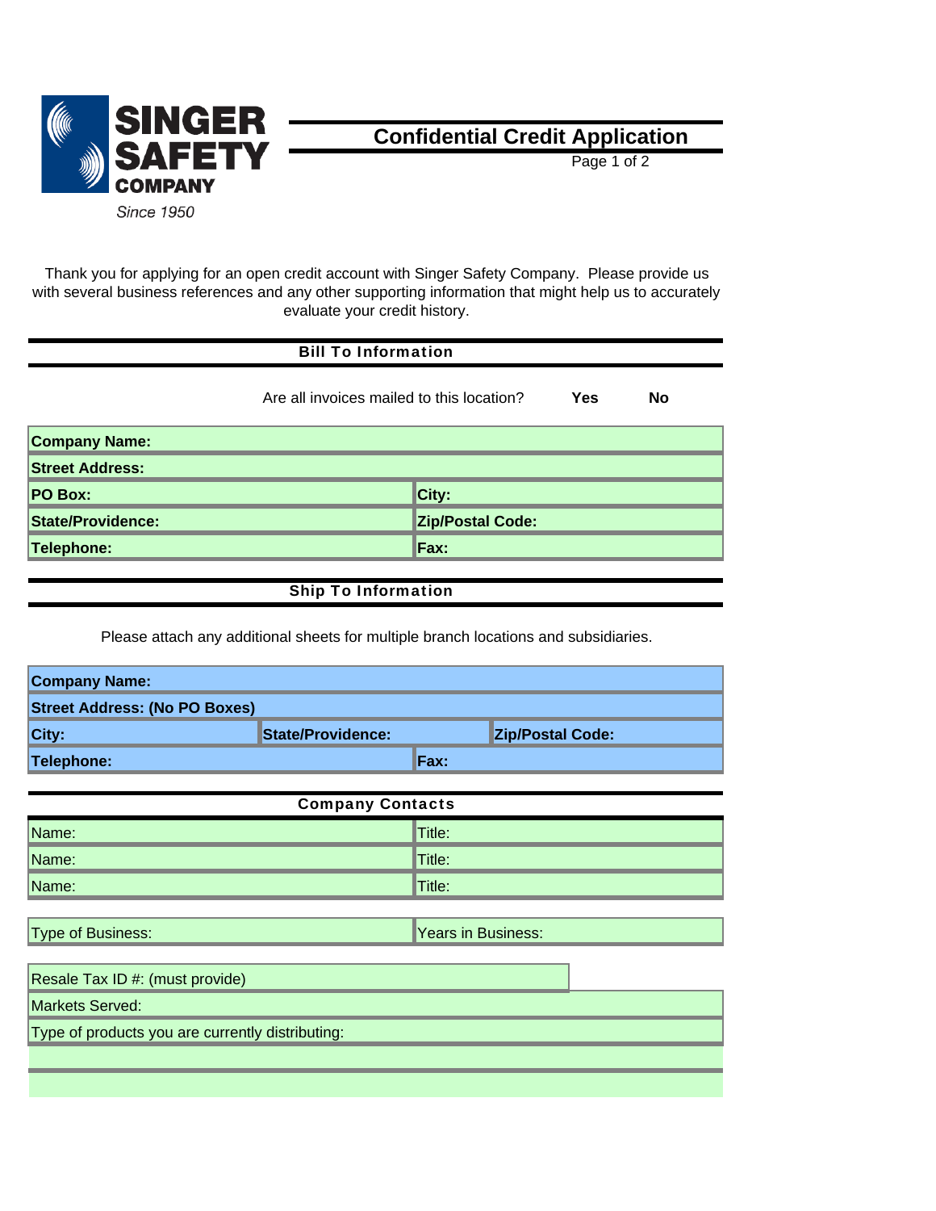**SINGER SAFETY COMPANY**

*Since 1950*

# Confidential Credit Application

Thank you for applying for an open credit account with Singer Safety Company. Please provide us with several business references and any other supporting information that might help us to accurately evaluate your credit history.

## Bill To Information

Are all invoices mailed to this location? **Yes** **No**

| | |
|---|---|
| **Company Name:** | |
| **Street Address:** | |
| **PO Box:** | **City:** |
| **State/Providence:** | **Zip/Postal Code:** |
| **Telephone:** | **Fax:** |

## Ship To Information

Please attach any additional sheets for multiple branch locations and subsidiaries.

| | | |
|---|---|---|
| **Company Name:** | | |
| **Street Address: (No PO Boxes)** | | |
| **City:** | **State/Providence:** | **Zip/Postal Code:** |
| **Telephone:** | **Fax:** | |

## Company Contacts

| | |
|---|---|
| Name: | Title: |
| Name: | Title: |
| Name: | Title: |

| | |
|---|---|
| Type of Business: | Years in Business: |

| |
|---|
| Resale Tax ID #: (must provide) |
| Markets Served: |
| Type of products you are currently distributing: |
| |
| |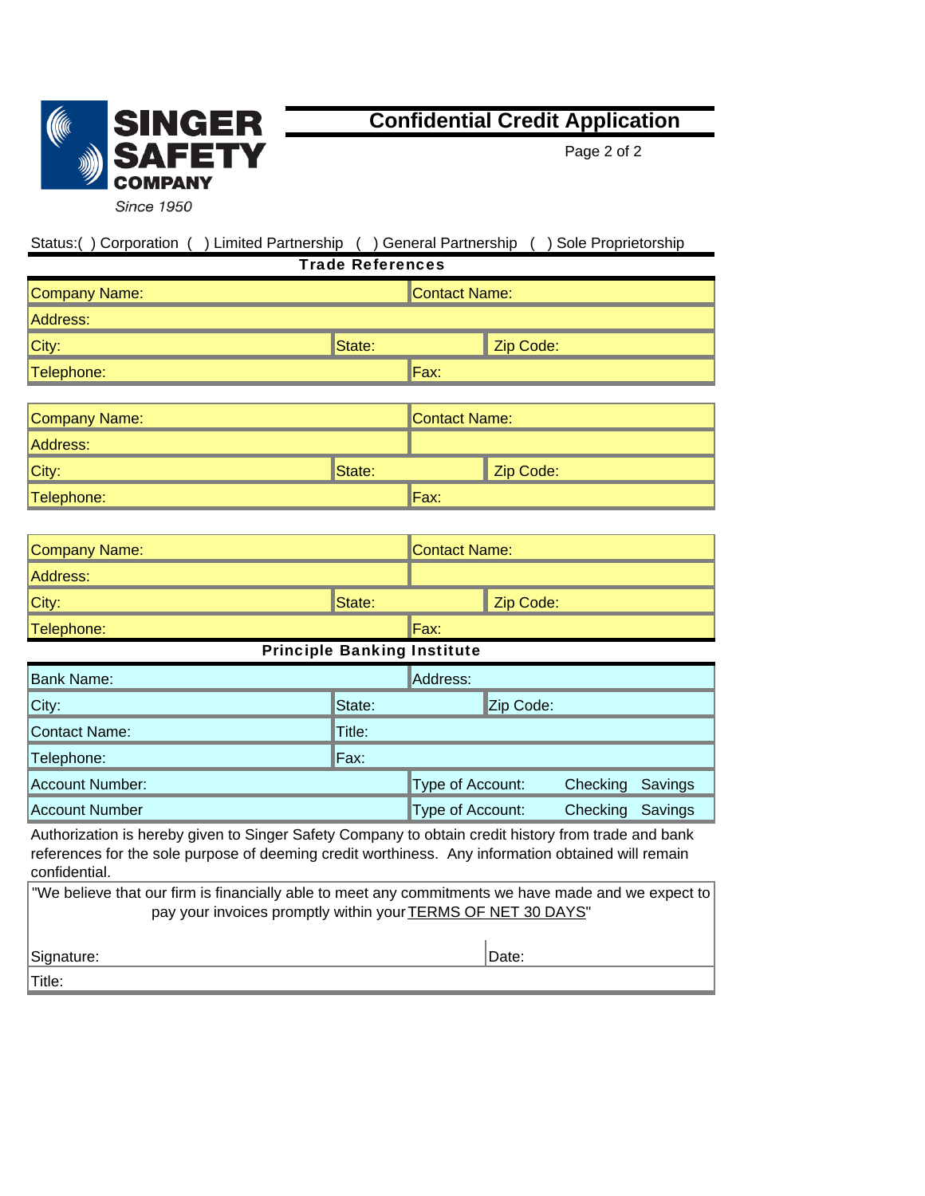SINGER SAFETY COMPANY

*Since 1950*

# Confidential Credit Application

Status:( ) Corporation ( ) Limited Partnership ( ) General Partnership ( ) Sole Proprietorship

## Trade References

| | | |
|---|---|---|
| Company Name: | | Contact Name: |
| Address: | | |
| City: | State: | Zip Code: |
| Telephone: | | Fax: |

| | | |
|---|---|---|
| Company Name: | | Contact Name: |
| Address: | | |
| City: | State: | Zip Code: |
| Telephone: | | Fax: |

| | | |
|---|---|---|
| Company Name: | | Contact Name: |
| Address: | | |
| City: | State: | Zip Code: |
| Telephone: | | Fax: |

## Principle Banking Institute

| | | | |
|---|---|---|---|
| Bank Name: | | Address: | |
| City: | State: | | Zip Code: |
| Contact Name: | Title: | | |
| Telephone: | Fax: | | |
| Account Number: | | Type of Account: | Checking Savings |
| Account Number | | Type of Account: | Checking Savings |

Authorization is hereby given to Singer Safety Company to obtain credit history from trade and bank references for the sole purpose of deeming credit worthiness. Any information obtained will remain confidential.

"We believe that our firm is financially able to meet any commitments we have made and we expect to pay your invoices promptly within your TERMS OF NET 30 DAYS"

| | |
|---|---|
| Signature: | Date: |
| Title: | |